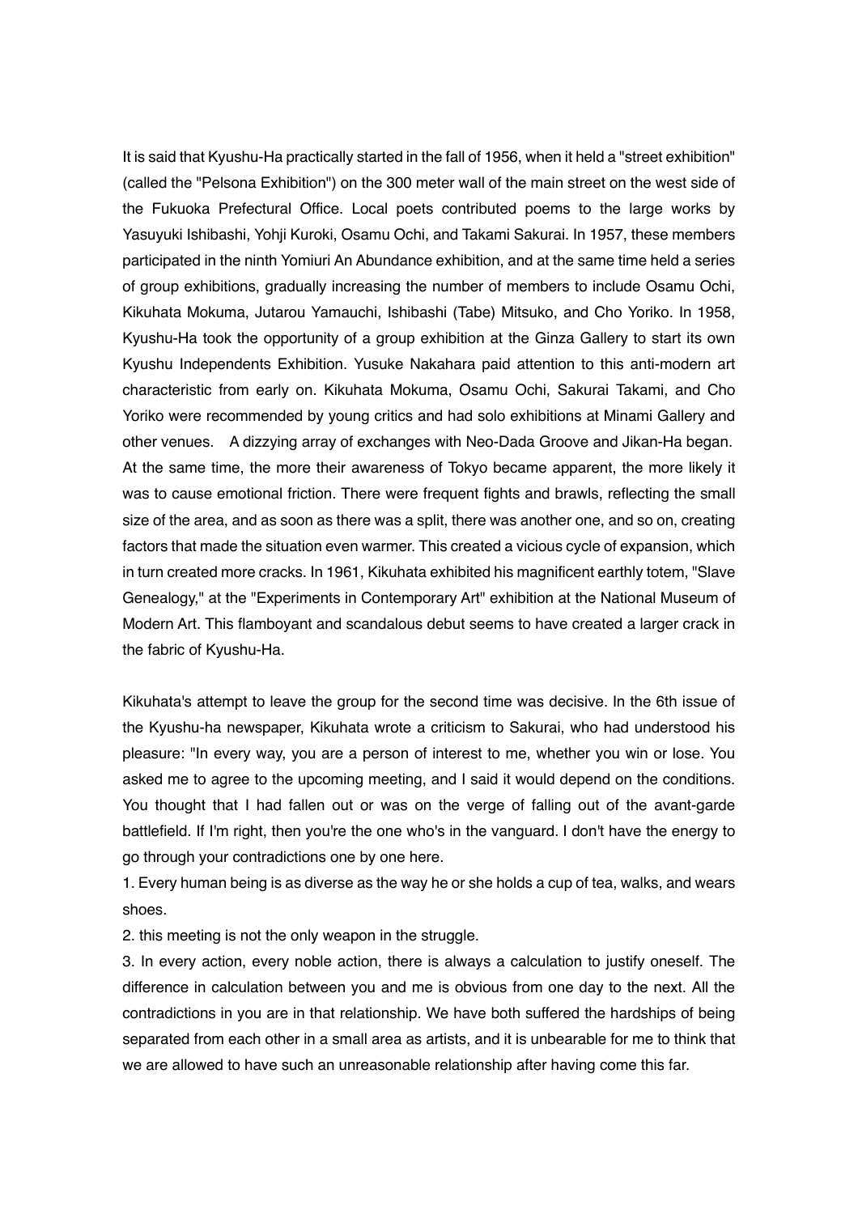It is said that Kyushu-Ha practically started in the fall of 1956, when it held a "street exhibition" (called the "Pelsona Exhibition") on the 300 meter wall of the main street on the west side of the Fukuoka Prefectural Office. Local poets contributed poems to the large works by Yasuyuki Ishibashi, Yohji Kuroki, Osamu Ochi, and Takami Sakurai. In 1957, these members participated in the ninth Yomiuri An Abundance exhibition, and at the same time held a series of group exhibitions, gradually increasing the number of members to include Osamu Ochi, Kikuhata Mokuma, Jutarou Yamauchi, Ishibashi (Tabe) Mitsuko, and Cho Yoriko. In 1958, Kyushu-Ha took the opportunity of a group exhibition at the Ginza Gallery to start its own Kyushu Independents Exhibition. Yusuke Nakahara paid attention to this anti-modern art characteristic from early on. Kikuhata Mokuma, Osamu Ochi, Sakurai Takami, and Cho Yoriko were recommended by young critics and had solo exhibitions at Minami Gallery and other venues.　A dizzying array of exchanges with Neo-Dada Groove and Jikan-Ha began. At the same time, the more their awareness of Tokyo became apparent, the more likely it was to cause emotional friction. There were frequent fights and brawls, reflecting the small size of the area, and as soon as there was a split, there was another one, and so on, creating factors that made the situation even warmer. This created a vicious cycle of expansion, which in turn created more cracks. In 1961, Kikuhata exhibited his magnificent earthly totem, "Slave Genealogy," at the "Experiments in Contemporary Art" exhibition at the National Museum of Modern Art. This flamboyant and scandalous debut seems to have created a larger crack in the fabric of Kyushu-Ha.

Kikuhata's attempt to leave the group for the second time was decisive. In the 6th issue of the Kyushu-ha newspaper, Kikuhata wrote a criticism to Sakurai, who had understood his pleasure: "In every way, you are a person of interest to me, whether you win or lose. You asked me to agree to the upcoming meeting, and I said it would depend on the conditions. You thought that I had fallen out or was on the verge of falling out of the avant-garde battlefield. If I'm right, then you're the one who's in the vanguard. I don't have the energy to go through your contradictions one by one here.

1. Every human being is as diverse as the way he or she holds a cup of tea, walks, and wears shoes.

2. this meeting is not the only weapon in the struggle.

3. In every action, every noble action, there is always a calculation to justify oneself. The difference in calculation between you and me is obvious from one day to the next. All the contradictions in you are in that relationship. We have both suffered the hardships of being separated from each other in a small area as artists, and it is unbearable for me to think that we are allowed to have such an unreasonable relationship after having come this far.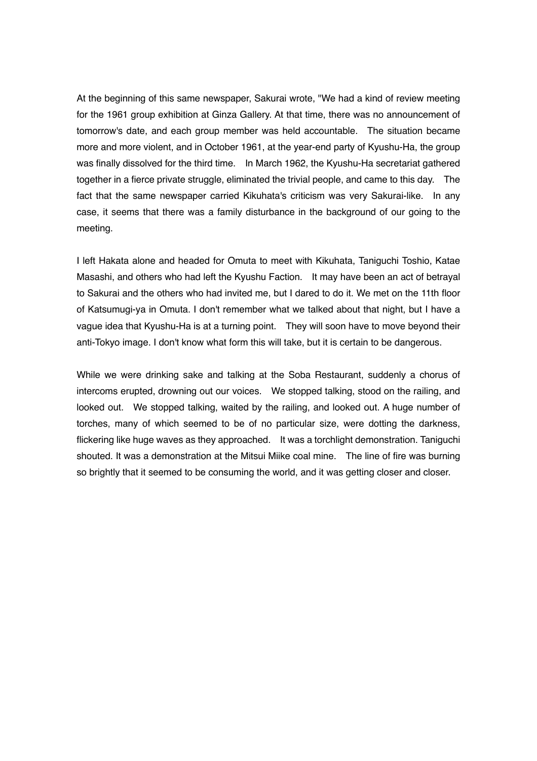At the beginning of this same newspaper, Sakurai wrote, "We had a kind of review meeting for the 1961 group exhibition at Ginza Gallery. At that time, there was no announcement of tomorrow's date, and each group member was held accountable. The situation became more and more violent, and in October 1961, at the year-end party of Kyushu-Ha, the group was finally dissolved for the third time. In March 1962, the Kyushu-Ha secretariat gathered together in a fierce private struggle, eliminated the trivial people, and came to this day. The fact that the same newspaper carried Kikuhata's criticism was very Sakurai-like. In any case, it seems that there was a family disturbance in the background of our going to the meeting.

I left Hakata alone and headed for Omuta to meet with Kikuhata, Taniguchi Toshio, Katae Masashi, and others who had left the Kyushu Faction. It may have been an act of betrayal to Sakurai and the others who had invited me, but I dared to do it. We met on the 11th floor of Katsumugi-ya in Omuta. I don't remember what we talked about that night, but I have a vague idea that Kyushu-Ha is at a turning point. They will soon have to move beyond their anti-Tokyo image. I don't know what form this will take, but it is certain to be dangerous.

While we were drinking sake and talking at the Soba Restaurant, suddenly a chorus of intercoms erupted, drowning out our voices. We stopped talking, stood on the railing, and looked out. We stopped talking, waited by the railing, and looked out. A huge number of torches, many of which seemed to be of no particular size, were dotting the darkness, flickering like huge waves as they approached. It was a torchlight demonstration. Taniguchi shouted. It was a demonstration at the Mitsui Miike coal mine. The line of fire was burning so brightly that it seemed to be consuming the world, and it was getting closer and closer.